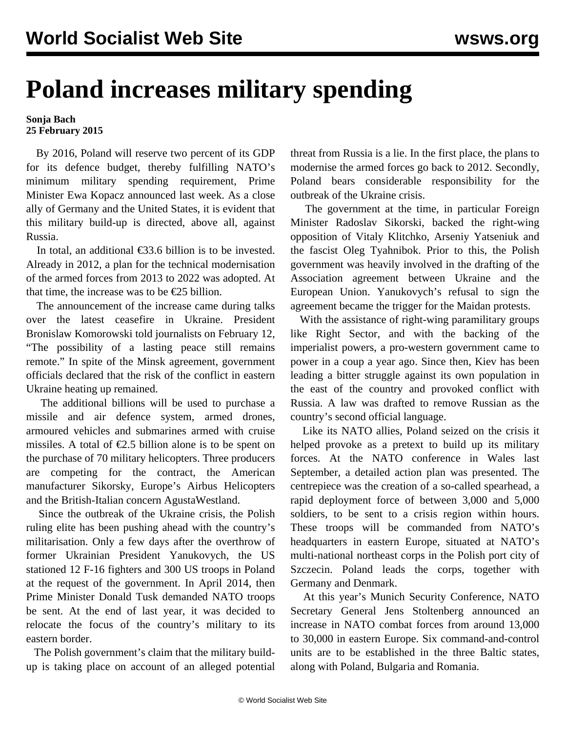# Poland increases military spending

**Sonja Bach**
**25 February 2015**

By 2016, Poland will reserve two percent of its GDP for its defence budget, thereby fulfilling NATO's minimum military spending requirement, Prime Minister Ewa Kopacz announced last week. As a close ally of Germany and the United States, it is evident that this military build-up is directed, above all, against Russia.

In total, an additional €33.6 billion is to be invested. Already in 2012, a plan for the technical modernisation of the armed forces from 2013 to 2022 was adopted. At that time, the increase was to be €25 billion.

The announcement of the increase came during talks over the latest ceasefire in Ukraine. President Bronislaw Komorowski told journalists on February 12, "The possibility of a lasting peace still remains remote." In spite of the Minsk agreement, government officials declared that the risk of the conflict in eastern Ukraine heating up remained.

The additional billions will be used to purchase a missile and air defence system, armed drones, armoured vehicles and submarines armed with cruise missiles. A total of €2.5 billion alone is to be spent on the purchase of 70 military helicopters. Three producers are competing for the contract, the American manufacturer Sikorsky, Europe's Airbus Helicopters and the British-Italian concern AgustaWestland.

Since the outbreak of the Ukraine crisis, the Polish ruling elite has been pushing ahead with the country's militarisation. Only a few days after the overthrow of former Ukrainian President Yanukovych, the US stationed 12 F-16 fighters and 300 US troops in Poland at the request of the government. In April 2014, then Prime Minister Donald Tusk demanded NATO troops be sent. At the end of last year, it was decided to relocate the focus of the country's military to its eastern border.

The Polish government's claim that the military build-up is taking place on account of an alleged potential threat from Russia is a lie. In the first place, the plans to modernise the armed forces go back to 2012. Secondly, Poland bears considerable responsibility for the outbreak of the Ukraine crisis.

The government at the time, in particular Foreign Minister Radoslav Sikorski, backed the right-wing opposition of Vitaly Klitchko, Arseniy Yatseniuk and the fascist Oleg Tyahnibok. Prior to this, the Polish government was heavily involved in the drafting of the Association agreement between Ukraine and the European Union. Yanukovych's refusal to sign the agreement became the trigger for the Maidan protests.

With the assistance of right-wing paramilitary groups like Right Sector, and with the backing of the imperialist powers, a pro-western government came to power in a coup a year ago. Since then, Kiev has been leading a bitter struggle against its own population in the east of the country and provoked conflict with Russia. A law was drafted to remove Russian as the country's second official language.

Like its NATO allies, Poland seized on the crisis it helped provoke as a pretext to build up its military forces. At the NATO conference in Wales last September, a detailed action plan was presented. The centrepiece was the creation of a so-called spearhead, a rapid deployment force of between 3,000 and 5,000 soldiers, to be sent to a crisis region within hours. These troops will be commanded from NATO's headquarters in eastern Europe, situated at NATO's multi-national northeast corps in the Polish port city of Szczecin. Poland leads the corps, together with Germany and Denmark.

At this year's Munich Security Conference, NATO Secretary General Jens Stoltenberg announced an increase in NATO combat forces from around 13,000 to 30,000 in eastern Europe. Six command-and-control units are to be established in the three Baltic states, along with Poland, Bulgaria and Romania.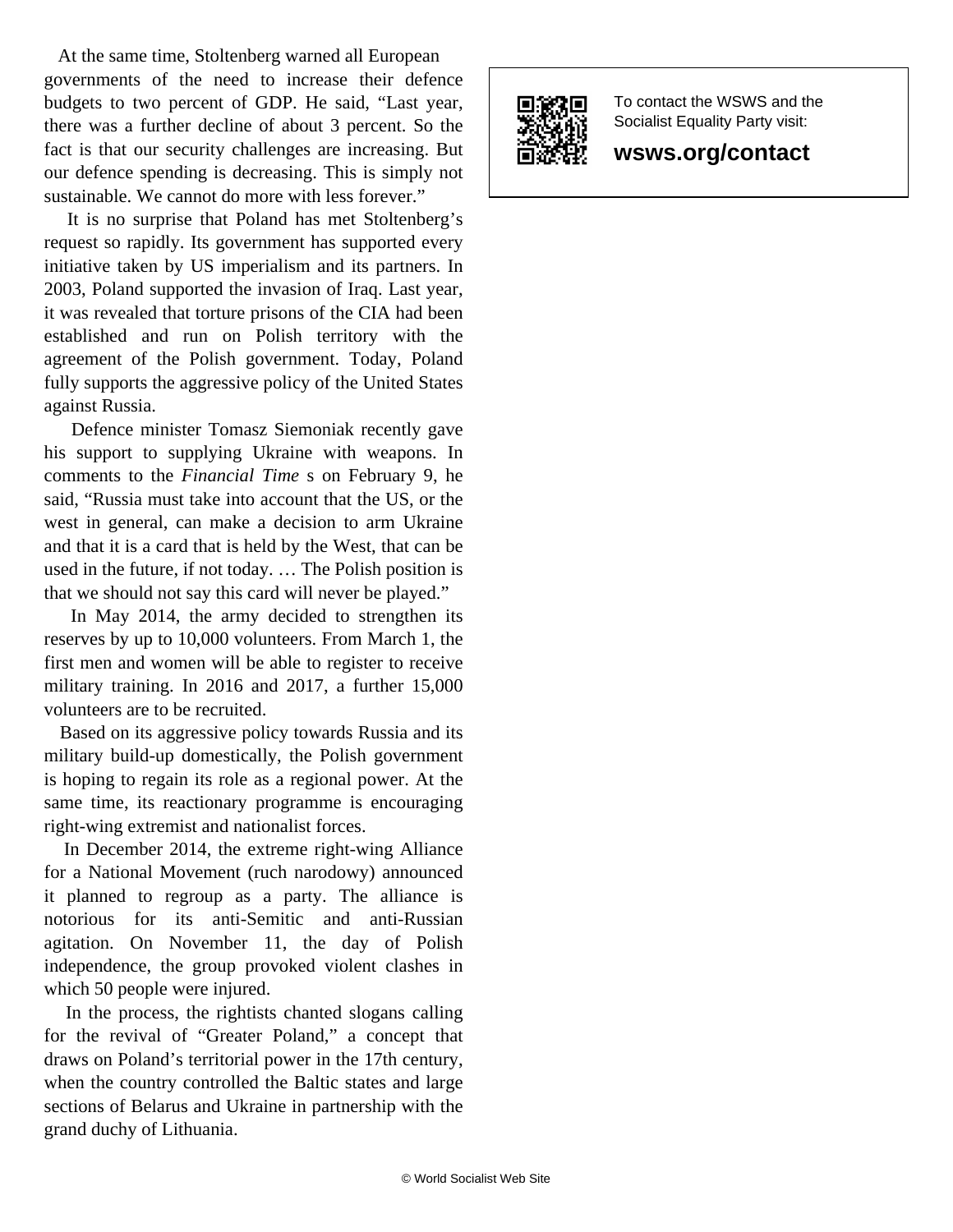At the same time, Stoltenberg warned all European governments of the need to increase their defence budgets to two percent of GDP. He said, "Last year, there was a further decline of about 3 percent. So the fact is that our security challenges are increasing. But our defence spending is decreasing. This is simply not sustainable. We cannot do more with less forever."

It is no surprise that Poland has met Stoltenberg's request so rapidly. Its government has supported every initiative taken by US imperialism and its partners. In 2003, Poland supported the invasion of Iraq. Last year, it was revealed that torture prisons of the CIA had been established and run on Polish territory with the agreement of the Polish government. Today, Poland fully supports the aggressive policy of the United States against Russia.

Defence minister Tomasz Siemoniak recently gave his support to supplying Ukraine with weapons. In comments to the *Financial Time* s on February 9, he said, "Russia must take into account that the US, or the west in general, can make a decision to arm Ukraine and that it is a card that is held by the West, that can be used in the future, if not today. … The Polish position is that we should not say this card will never be played."

In May 2014, the army decided to strengthen its reserves by up to 10,000 volunteers. From March 1, the first men and women will be able to register to receive military training. In 2016 and 2017, a further 15,000 volunteers are to be recruited.

Based on its aggressive policy towards Russia and its military build-up domestically, the Polish government is hoping to regain its role as a regional power. At the same time, its reactionary programme is encouraging right-wing extremist and nationalist forces.

In December 2014, the extreme right-wing Alliance for a National Movement (ruch narodowy) announced it planned to regroup as a party. The alliance is notorious for its anti-Semitic and anti-Russian agitation. On November 11, the day of Polish independence, the group provoked violent clashes in which 50 people were injured.

In the process, the rightists chanted slogans calling for the revival of "Greater Poland," a concept that draws on Poland's territorial power in the 17th century, when the country controlled the Baltic states and large sections of Belarus and Ukraine in partnership with the grand duchy of Lithuania.

To contact the WSWS and the Socialist Equality Party visit:

**wsws.org/contact**